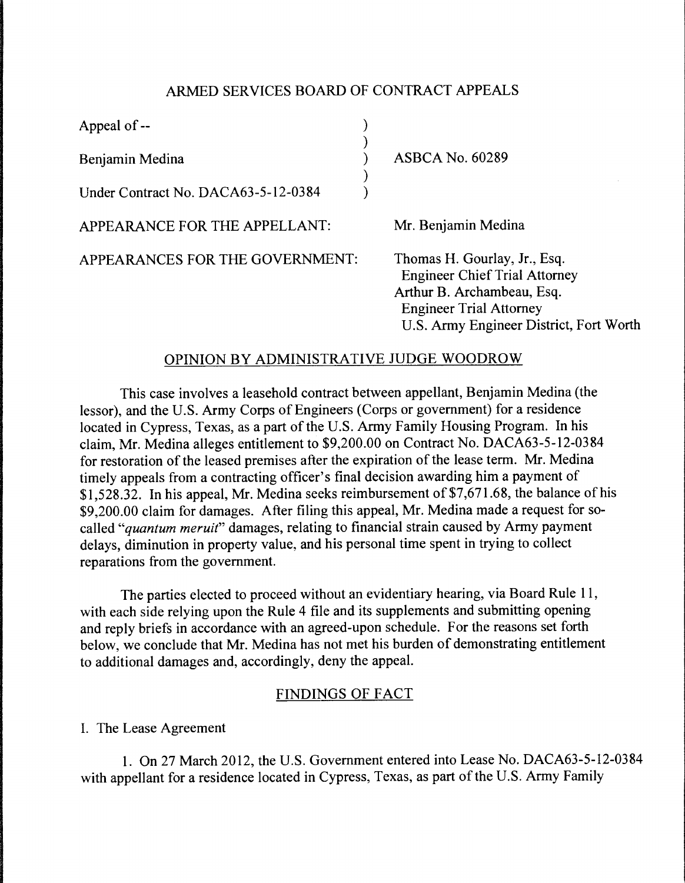# ARMED SERVICES BOARD OF CONTRACT APPEALS

| | |
|---|---|
| Appeal of -- | |
| Benjamin Medina | ASBCA No. 60289 |
| Under Contract No. DACA63-5-12-0384 | |

APPEARANCE FOR THE APPELLANT: Mr. Benjamin Medina

APPEARANCES FOR THE GOVERNMENT: Thomas H. Gourlay, Jr., Esq.
Engineer Chief Trial Attorney
Arthur B. Archambeau, Esq.
Engineer Trial Attorney
U.S. Army Engineer District, Fort Worth

## OPINION BY ADMINISTRATIVE JUDGE WOODROW

This case involves a leasehold contract between appellant, Benjamin Medina (the lessor), and the U.S. Army Corps of Engineers (Corps or government) for a residence located in Cypress, Texas, as a part of the U.S. Army Family Housing Program. In his claim, Mr. Medina alleges entitlement to $9,200.00 on Contract No. DACA63-5-12-0384 for restoration of the leased premises after the expiration of the lease term. Mr. Medina timely appeals from a contracting officer's final decision awarding him a payment of $1,528.32. In his appeal, Mr. Medina seeks reimbursement of $7,671.68, the balance of his $9,200.00 claim for damages. After filing this appeal, Mr. Medina made a request for so-called "*quantum meruit*" damages, relating to financial strain caused by Army payment delays, diminution in property value, and his personal time spent in trying to collect reparations from the government.

The parties elected to proceed without an evidentiary hearing, via Board Rule 11, with each side relying upon the Rule 4 file and its supplements and submitting opening and reply briefs in accordance with an agreed-upon schedule. For the reasons set forth below, we conclude that Mr. Medina has not met his burden of demonstrating entitlement to additional damages and, accordingly, deny the appeal.

## FINDINGS OF FACT

I. The Lease Agreement

1. On 27 March 2012, the U.S. Government entered into Lease No. DACA63-5-12-0384 with appellant for a residence located in Cypress, Texas, as part of the U.S. Army Family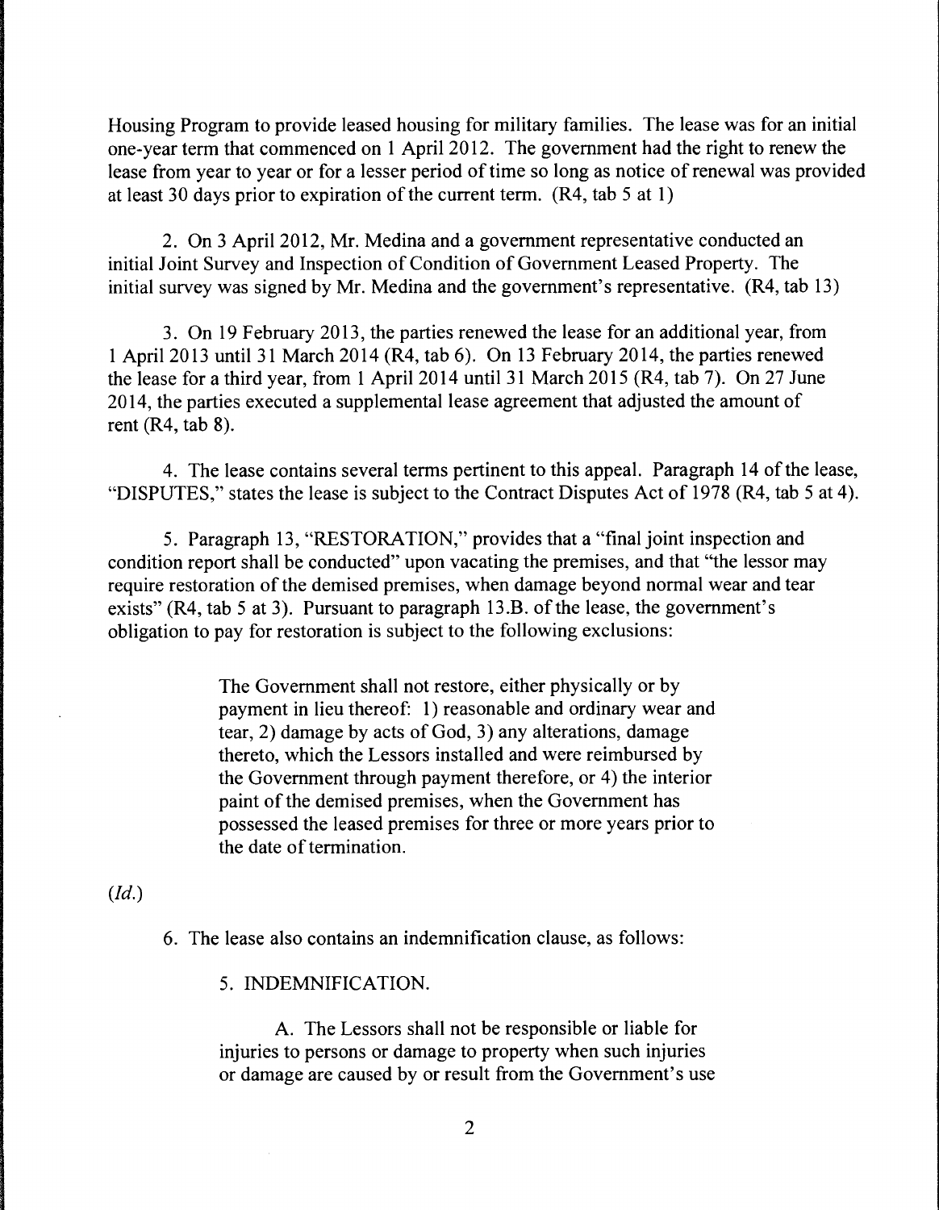Housing Program to provide leased housing for military families. The lease was for an initial one-year term that commenced on 1 April 2012. The government had the right to renew the lease from year to year or for a lesser period of time so long as notice of renewal was provided at least 30 days prior to expiration of the current term. (R4, tab 5 at 1)

2. On 3 April 2012, Mr. Medina and a government representative conducted an initial Joint Survey and Inspection of Condition of Government Leased Property. The initial survey was signed by Mr. Medina and the government's representative. (R4, tab 13)

3. On 19 February 2013, the parties renewed the lease for an additional year, from 1 April 2013 until 31 March 2014 (R4, tab 6). On 13 February 2014, the parties renewed the lease for a third year, from 1 April 2014 until 31 March 2015 (R4, tab 7). On 27 June 2014, the parties executed a supplemental lease agreement that adjusted the amount of rent (R4, tab 8).

4. The lease contains several terms pertinent to this appeal. Paragraph 14 of the lease, "DISPUTES," states the lease is subject to the Contract Disputes Act of 1978 (R4, tab 5 at 4).

5. Paragraph 13, "RESTORATION," provides that a "final joint inspection and condition report shall be conducted" upon vacating the premises, and that "the lessor may require restoration of the demised premises, when damage beyond normal wear and tear exists" (R4, tab 5 at 3). Pursuant to paragraph 13.B. of the lease, the government's obligation to pay for restoration is subject to the following exclusions:

> The Government shall not restore, either physically or by payment in lieu thereof: 1) reasonable and ordinary wear and tear, 2) damage by acts of God, 3) any alterations, damage thereto, which the Lessors installed and were reimbursed by the Government through payment therefore, or 4) the interior paint of the demised premises, when the Government has possessed the leased premises for three or more years prior to the date of termination.

(*Id.*)

6. The lease also contains an indemnification clause, as follows:

> 5. INDEMNIFICATION.
>
> A. The Lessors shall not be responsible or liable for injuries to persons or damage to property when such injuries or damage are caused by or result from the Government's use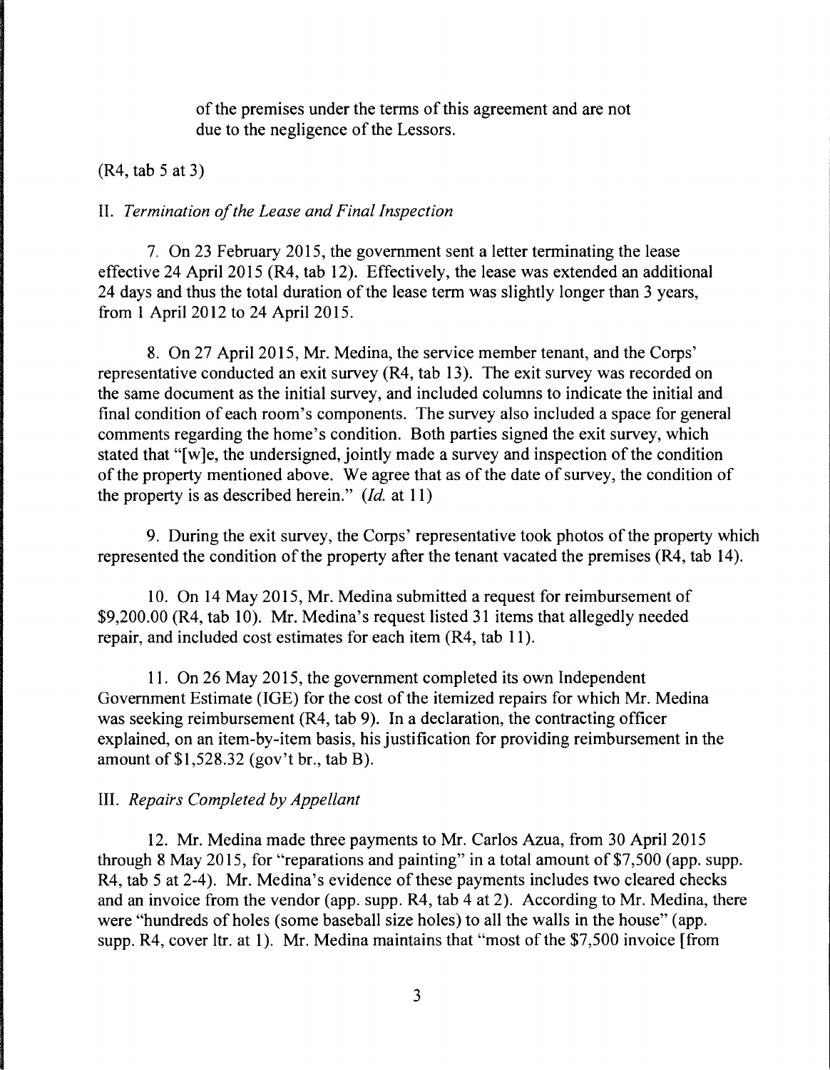of the premises under the terms of this agreement and are not due to the negligence of the Lessors.

(R4, tab 5 at 3)

II. *Termination of the Lease and Final Inspection*

7. On 23 February 2015, the government sent a letter terminating the lease effective 24 April 2015 (R4, tab 12). Effectively, the lease was extended an additional 24 days and thus the total duration of the lease term was slightly longer than 3 years, from 1 April 2012 to 24 April 2015.

8. On 27 April 2015, Mr. Medina, the service member tenant, and the Corps' representative conducted an exit survey (R4, tab 13). The exit survey was recorded on the same document as the initial survey, and included columns to indicate the initial and final condition of each room's components. The survey also included a space for general comments regarding the home's condition. Both parties signed the exit survey, which stated that "[w]e, the undersigned, jointly made a survey and inspection of the condition of the property mentioned above. We agree that as of the date of survey, the condition of the property is as described herein." (*Id.* at 11)

9. During the exit survey, the Corps' representative took photos of the property which represented the condition of the property after the tenant vacated the premises (R4, tab 14).

10. On 14 May 2015, Mr. Medina submitted a request for reimbursement of $9,200.00 (R4, tab 10). Mr. Medina's request listed 31 items that allegedly needed repair, and included cost estimates for each item (R4, tab 11).

11. On 26 May 2015, the government completed its own Independent Government Estimate (IGE) for the cost of the itemized repairs for which Mr. Medina was seeking reimbursement (R4, tab 9). In a declaration, the contracting officer explained, on an item-by-item basis, his justification for providing reimbursement in the amount of $1,528.32 (gov't br., tab B).

III. *Repairs Completed by Appellant*

12. Mr. Medina made three payments to Mr. Carlos Azua, from 30 April 2015 through 8 May 2015, for "reparations and painting" in a total amount of $7,500 (app. supp. R4, tab 5 at 2-4). Mr. Medina's evidence of these payments includes two cleared checks and an invoice from the vendor (app. supp. R4, tab 4 at 2). According to Mr. Medina, there were "hundreds of holes (some baseball size holes) to all the walls in the house" (app. supp. R4, cover ltr. at 1). Mr. Medina maintains that "most of the $7,500 invoice [from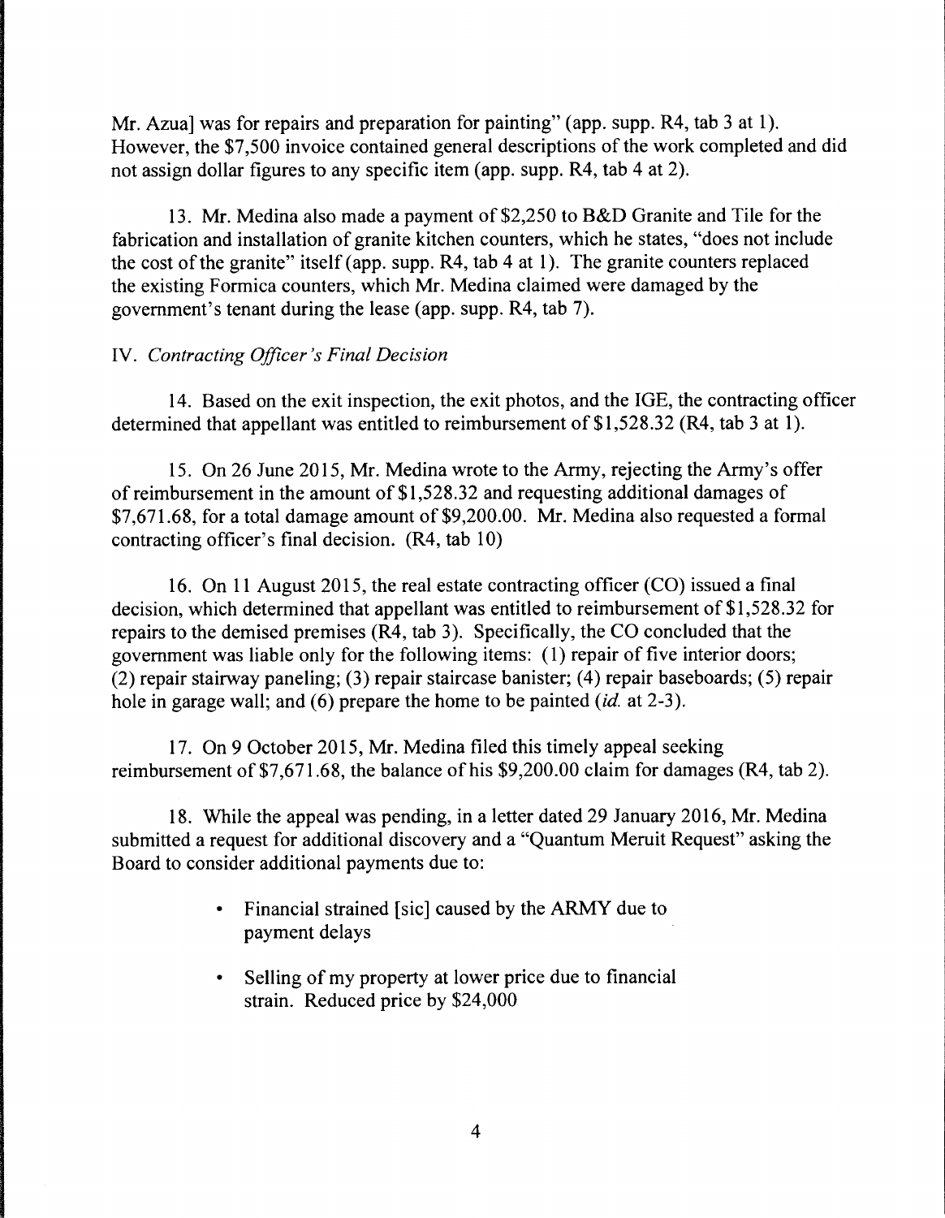Mr. Azua] was for repairs and preparation for painting" (app. supp. R4, tab 3 at 1). However, the $7,500 invoice contained general descriptions of the work completed and did not assign dollar figures to any specific item (app. supp. R4, tab 4 at 2).

13. Mr. Medina also made a payment of $2,250 to B&D Granite and Tile for the fabrication and installation of granite kitchen counters, which he states, "does not include the cost of the granite" itself (app. supp. R4, tab 4 at 1). The granite counters replaced the existing Formica counters, which Mr. Medina claimed were damaged by the government's tenant during the lease (app. supp. R4, tab 7).

IV. *Contracting Officer's Final Decision*

14. Based on the exit inspection, the exit photos, and the IGE, the contracting officer determined that appellant was entitled to reimbursement of $1,528.32 (R4, tab 3 at 1).

15. On 26 June 2015, Mr. Medina wrote to the Army, rejecting the Army's offer of reimbursement in the amount of $1,528.32 and requesting additional damages of $7,671.68, for a total damage amount of $9,200.00. Mr. Medina also requested a formal contracting officer's final decision. (R4, tab 10)

16. On 11 August 2015, the real estate contracting officer (CO) issued a final decision, which determined that appellant was entitled to reimbursement of $1,528.32 for repairs to the demised premises (R4, tab 3). Specifically, the CO concluded that the government was liable only for the following items: (1) repair of five interior doors; (2) repair stairway paneling; (3) repair staircase banister; (4) repair baseboards; (5) repair hole in garage wall; and (6) prepare the home to be painted (*id.* at 2-3).

17. On 9 October 2015, Mr. Medina filed this timely appeal seeking reimbursement of $7,671.68, the balance of his $9,200.00 claim for damages (R4, tab 2).

18. While the appeal was pending, in a letter dated 29 January 2016, Mr. Medina submitted a request for additional discovery and a "Quantum Meruit Request" asking the Board to consider additional payments due to:

- Financial strained [sic] caused by the ARMY due to payment delays
- Selling of my property at lower price due to financial strain. Reduced price by $24,000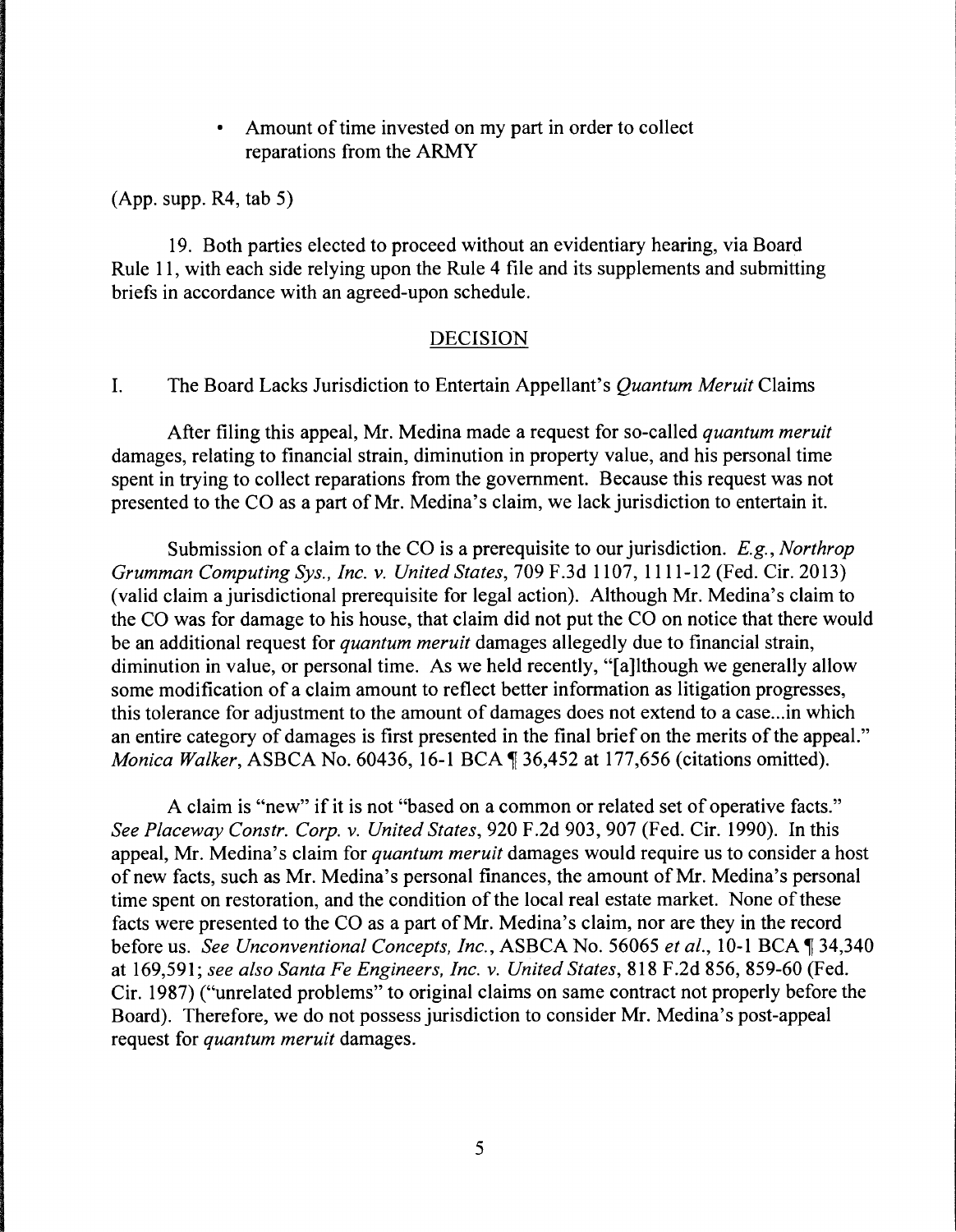- Amount of time invested on my part in order to collect reparations from the ARMY

(App. supp. R4, tab 5)

19. Both parties elected to proceed without an evidentiary hearing, via Board Rule 11, with each side relying upon the Rule 4 file and its supplements and submitting briefs in accordance with an agreed-upon schedule.

## DECISION

### I. The Board Lacks Jurisdiction to Entertain Appellant's *Quantum Meruit* Claims

After filing this appeal, Mr. Medina made a request for so-called *quantum meruit* damages, relating to financial strain, diminution in property value, and his personal time spent in trying to collect reparations from the government. Because this request was not presented to the CO as a part of Mr. Medina's claim, we lack jurisdiction to entertain it.

Submission of a claim to the CO is a prerequisite to our jurisdiction. *E.g.*, *Northrop Grumman Computing Sys., Inc. v. United States*, 709 F.3d 1107, 1111-12 (Fed. Cir. 2013) (valid claim a jurisdictional prerequisite for legal action). Although Mr. Medina's claim to the CO was for damage to his house, that claim did not put the CO on notice that there would be an additional request for *quantum meruit* damages allegedly due to financial strain, diminution in value, or personal time. As we held recently, "[a]lthough we generally allow some modification of a claim amount to reflect better information as litigation progresses, this tolerance for adjustment to the amount of damages does not extend to a case...in which an entire category of damages is first presented in the final brief on the merits of the appeal." *Monica Walker*, ASBCA No. 60436, 16-1 BCA ¶ 36,452 at 177,656 (citations omitted).

A claim is "new" if it is not "based on a common or related set of operative facts." *See Placeway Constr. Corp. v. United States*, 920 F.2d 903, 907 (Fed. Cir. 1990). In this appeal, Mr. Medina's claim for *quantum meruit* damages would require us to consider a host of new facts, such as Mr. Medina's personal finances, the amount of Mr. Medina's personal time spent on restoration, and the condition of the local real estate market. None of these facts were presented to the CO as a part of Mr. Medina's claim, nor are they in the record before us. *See Unconventional Concepts, Inc.*, ASBCA No. 56065 *et al.*, 10-1 BCA ¶ 34,340 at 169,591; *see also Santa Fe Engineers, Inc. v. United States*, 818 F.2d 856, 859-60 (Fed. Cir. 1987) ("unrelated problems" to original claims on same contract not properly before the Board). Therefore, we do not possess jurisdiction to consider Mr. Medina's post-appeal request for *quantum meruit* damages.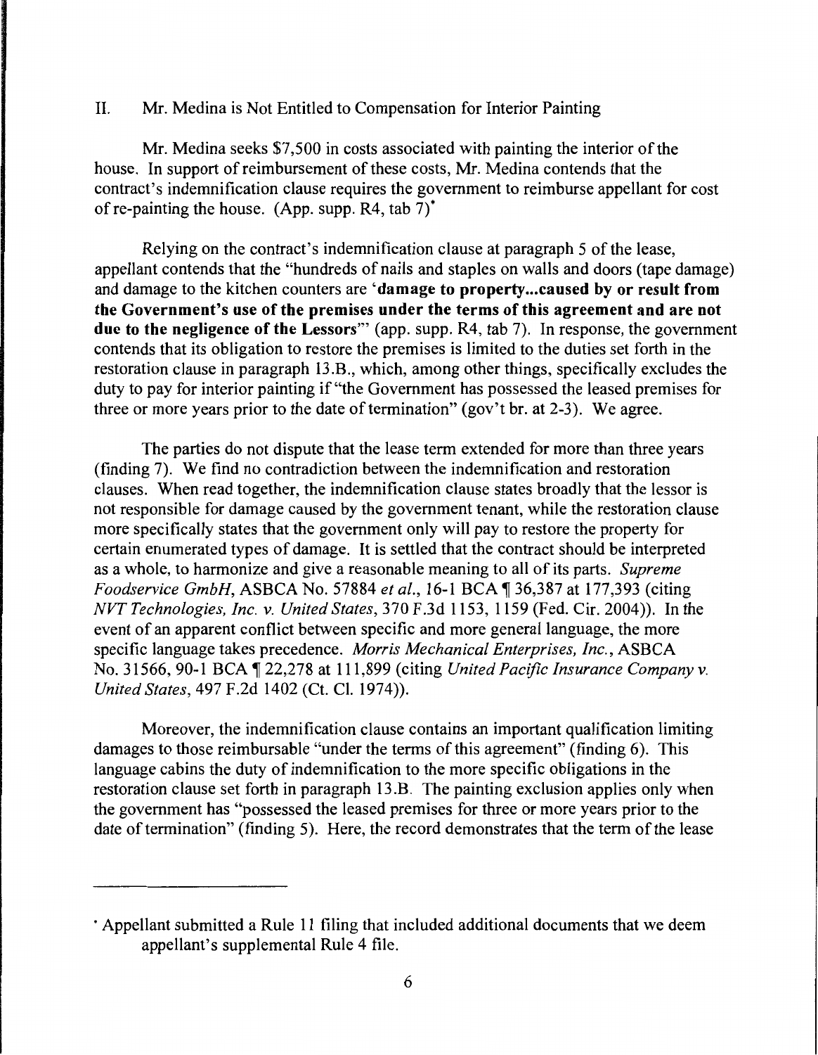## II. Mr. Medina is Not Entitled to Compensation for Interior Painting

Mr. Medina seeks $7,500 in costs associated with painting the interior of the house. In support of reimbursement of these costs, Mr. Medina contends that the contract's indemnification clause requires the government to reimburse appellant for cost of re-painting the house. (App. supp. R4, tab 7)*

Relying on the contract's indemnification clause at paragraph 5 of the lease, appellant contends that the "hundreds of nails and staples on walls and doors (tape damage) and damage to the kitchen counters are '**damage to property...caused by or result from the Government's use of the premises under the terms of this agreement and are not due to the negligence of the Lessors**'" (app. supp. R4, tab 7). In response, the government contends that its obligation to restore the premises is limited to the duties set forth in the restoration clause in paragraph 13.B., which, among other things, specifically excludes the duty to pay for interior painting if "the Government has possessed the leased premises for three or more years prior to the date of termination" (gov't br. at 2-3). We agree.

The parties do not dispute that the lease term extended for more than three years (finding 7). We find no contradiction between the indemnification and restoration clauses. When read together, the indemnification clause states broadly that the lessor is not responsible for damage caused by the government tenant, while the restoration clause more specifically states that the government only will pay to restore the property for certain enumerated types of damage. It is settled that the contract should be interpreted as a whole, to harmonize and give a reasonable meaning to all of its parts. *Supreme Foodservice GmbH*, ASBCA No. 57884 *et al.*, 16-1 BCA ¶ 36,387 at 177,393 (citing *NVT Technologies, Inc. v. United States*, 370 F.3d 1153, 1159 (Fed. Cir. 2004)). In the event of an apparent conflict between specific and more general language, the more specific language takes precedence. *Morris Mechanical Enterprises, Inc.*, ASBCA No. 31566, 90-1 BCA ¶ 22,278 at 111,899 (citing *United Pacific Insurance Company v. United States*, 497 F.2d 1402 (Ct. Cl. 1974)).

Moreover, the indemnification clause contains an important qualification limiting damages to those reimbursable "under the terms of this agreement" (finding 6). This language cabins the duty of indemnification to the more specific obligations in the restoration clause set forth in paragraph 13.B. The painting exclusion applies only when the government has "possessed the leased premises for three or more years prior to the date of termination" (finding 5). Here, the record demonstrates that the term of the lease

---

* Appellant submitted a Rule 11 filing that included additional documents that we deem appellant's supplemental Rule 4 file.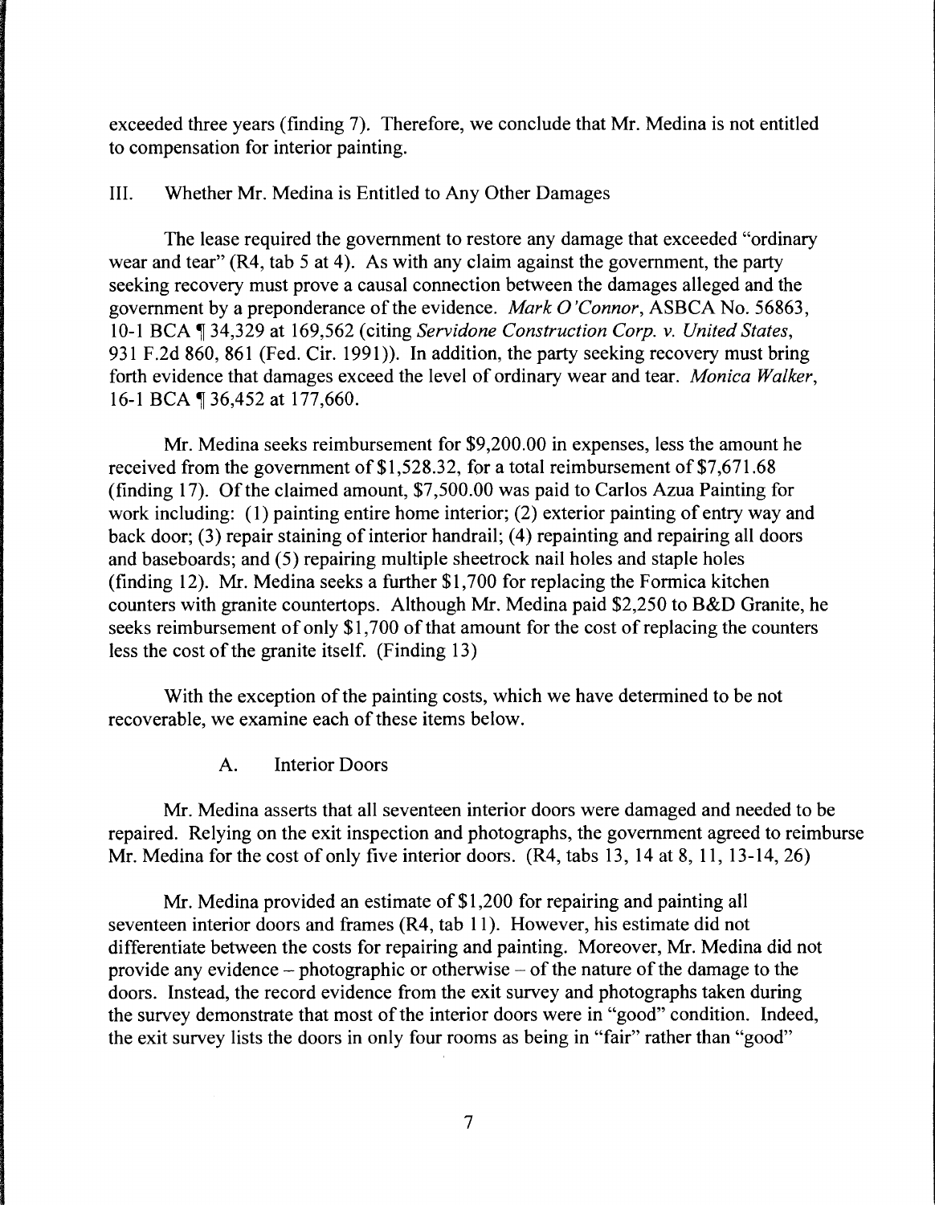exceeded three years (finding 7). Therefore, we conclude that Mr. Medina is not entitled to compensation for interior painting.

III. Whether Mr. Medina is Entitled to Any Other Damages

The lease required the government to restore any damage that exceeded "ordinary wear and tear" (R4, tab 5 at 4). As with any claim against the government, the party seeking recovery must prove a causal connection between the damages alleged and the government by a preponderance of the evidence. *Mark O'Connor*, ASBCA No. 56863, 10-1 BCA ¶ 34,329 at 169,562 (citing *Servidone Construction Corp. v. United States*, 931 F.2d 860, 861 (Fed. Cir. 1991)). In addition, the party seeking recovery must bring forth evidence that damages exceed the level of ordinary wear and tear. *Monica Walker*, 16-1 BCA ¶ 36,452 at 177,660.

Mr. Medina seeks reimbursement for $9,200.00 in expenses, less the amount he received from the government of $1,528.32, for a total reimbursement of $7,671.68 (finding 17). Of the claimed amount, $7,500.00 was paid to Carlos Azua Painting for work including: (1) painting entire home interior; (2) exterior painting of entry way and back door; (3) repair staining of interior handrail; (4) repainting and repairing all doors and baseboards; and (5) repairing multiple sheetrock nail holes and staple holes (finding 12). Mr. Medina seeks a further $1,700 for replacing the Formica kitchen counters with granite countertops. Although Mr. Medina paid $2,250 to B&D Granite, he seeks reimbursement of only $1,700 of that amount for the cost of replacing the counters less the cost of the granite itself. (Finding 13)

With the exception of the painting costs, which we have determined to be not recoverable, we examine each of these items below.

A. Interior Doors

Mr. Medina asserts that all seventeen interior doors were damaged and needed to be repaired. Relying on the exit inspection and photographs, the government agreed to reimburse Mr. Medina for the cost of only five interior doors. (R4, tabs 13, 14 at 8, 11, 13-14, 26)

Mr. Medina provided an estimate of $1,200 for repairing and painting all seventeen interior doors and frames (R4, tab 11). However, his estimate did not differentiate between the costs for repairing and painting. Moreover, Mr. Medina did not provide any evidence – photographic or otherwise – of the nature of the damage to the doors. Instead, the record evidence from the exit survey and photographs taken during the survey demonstrate that most of the interior doors were in "good" condition. Indeed, the exit survey lists the doors in only four rooms as being in "fair" rather than "good"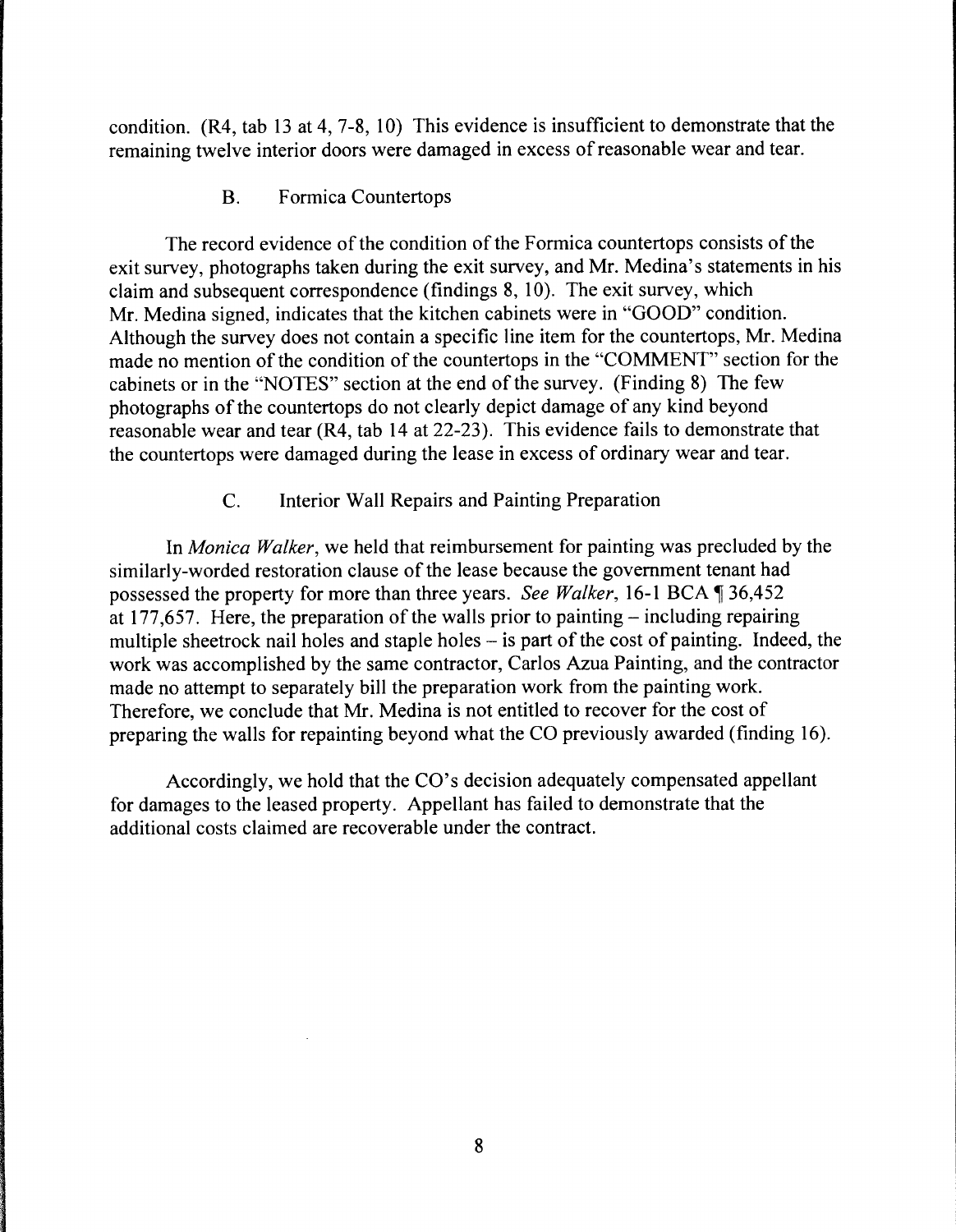condition. (R4, tab 13 at 4, 7-8, 10) This evidence is insufficient to demonstrate that the remaining twelve interior doors were damaged in excess of reasonable wear and tear.

### B. Formica Countertops

The record evidence of the condition of the Formica countertops consists of the exit survey, photographs taken during the exit survey, and Mr. Medina's statements in his claim and subsequent correspondence (findings 8, 10). The exit survey, which Mr. Medina signed, indicates that the kitchen cabinets were in "GOOD" condition. Although the survey does not contain a specific line item for the countertops, Mr. Medina made no mention of the condition of the countertops in the "COMMENT" section for the cabinets or in the "NOTES" section at the end of the survey. (Finding 8) The few photographs of the countertops do not clearly depict damage of any kind beyond reasonable wear and tear (R4, tab 14 at 22-23). This evidence fails to demonstrate that the countertops were damaged during the lease in excess of ordinary wear and tear.

### C. Interior Wall Repairs and Painting Preparation

In *Monica Walker*, we held that reimbursement for painting was precluded by the similarly-worded restoration clause of the lease because the government tenant had possessed the property for more than three years. *See Walker*, 16-1 BCA ¶ 36,452 at 177,657. Here, the preparation of the walls prior to painting – including repairing multiple sheetrock nail holes and staple holes – is part of the cost of painting. Indeed, the work was accomplished by the same contractor, Carlos Azua Painting, and the contractor made no attempt to separately bill the preparation work from the painting work. Therefore, we conclude that Mr. Medina is not entitled to recover for the cost of preparing the walls for repainting beyond what the CO previously awarded (finding 16).

Accordingly, we hold that the CO's decision adequately compensated appellant for damages to the leased property. Appellant has failed to demonstrate that the additional costs claimed are recoverable under the contract.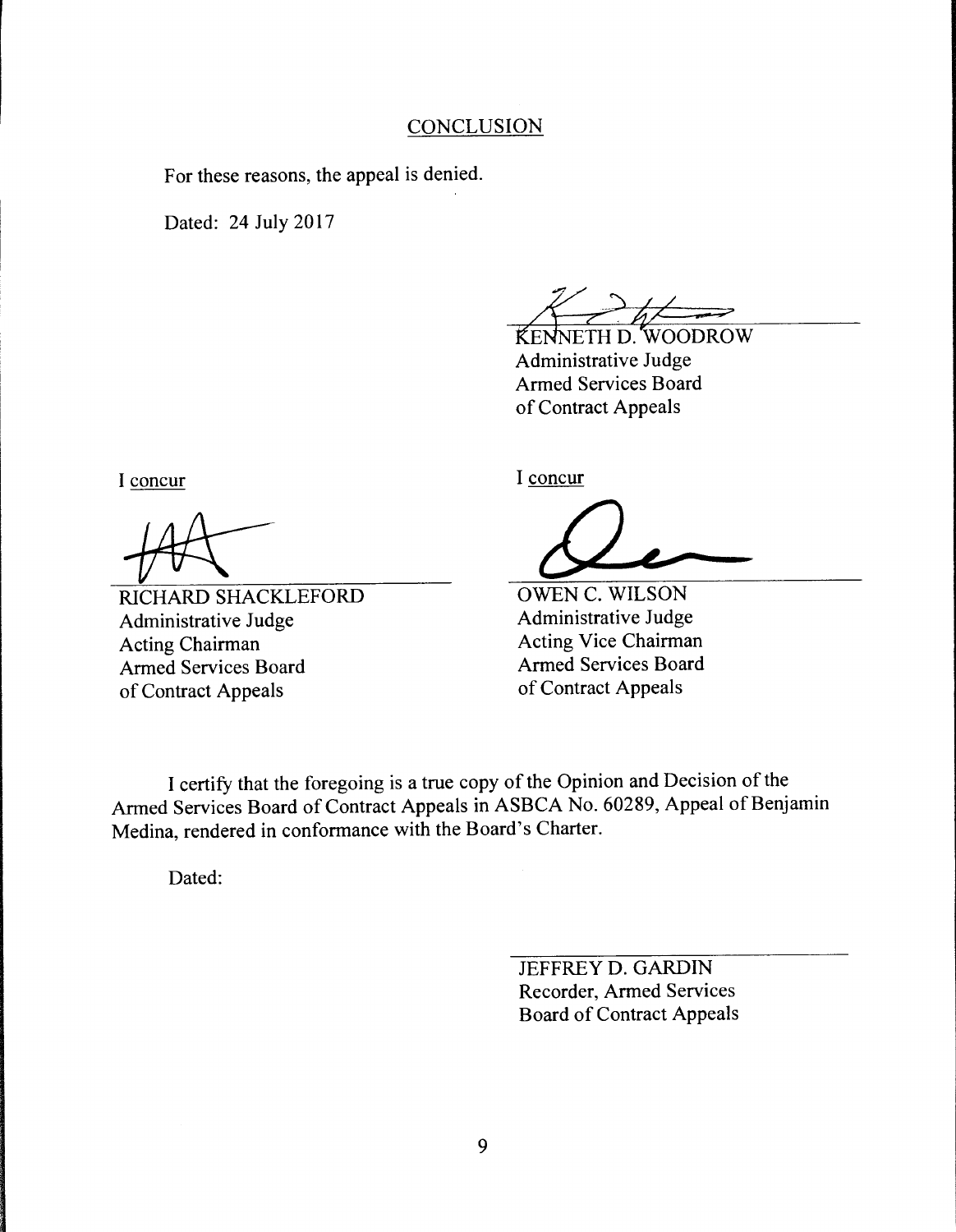## CONCLUSION

For these reasons, the appeal is denied.

Dated: 24 July 2017

KENNETH D. WOODROW
Administrative Judge
Armed Services Board
of Contract Appeals

I concur

RICHARD SHACKLEFORD
Administrative Judge
Acting Chairman
Armed Services Board
of Contract Appeals

I concur

OWEN C. WILSON
Administrative Judge
Acting Vice Chairman
Armed Services Board
of Contract Appeals

I certify that the foregoing is a true copy of the Opinion and Decision of the Armed Services Board of Contract Appeals in ASBCA No. 60289, Appeal of Benjamin Medina, rendered in conformance with the Board's Charter.

Dated:

JEFFREY D. GARDIN
Recorder, Armed Services
Board of Contract Appeals